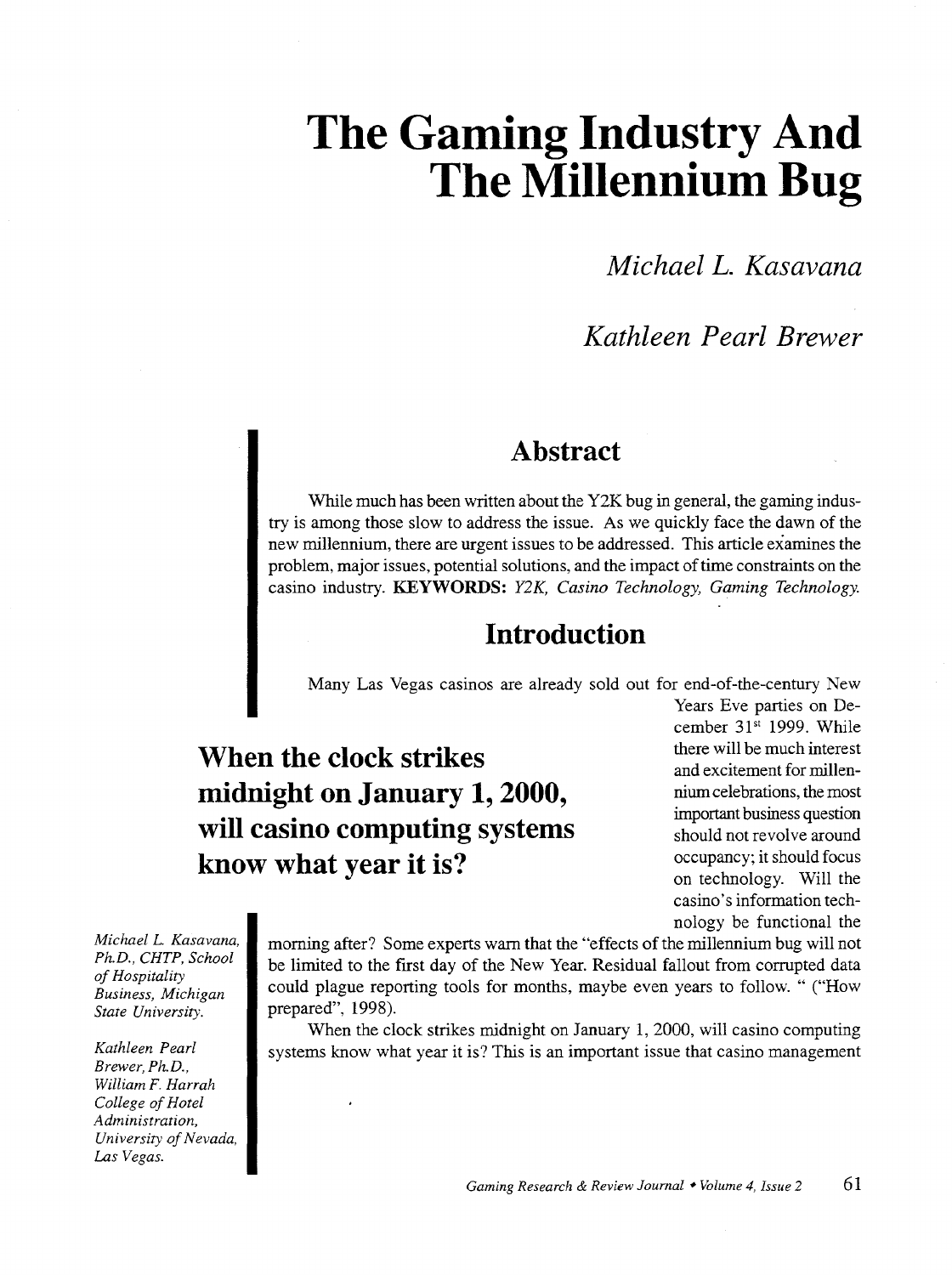# The Gaming Industry And The Millennium Bug

*Michael L. Kasavana*

*Kathleen Pearl Brewer*

## Abstract

While much has been written about the Y2K bug in general, the gaming industry is among those slow to address the issue. As we quickly face the dawn of the new millennium, there are urgent issues to be addressed. This article examines the problem, major issues, potential solutions, and the impact of time constraints on the casino industry. **KEYWORDS:** *Y2K, Casino Technology, Gaming Technology.*

## Introduction

Many Las Vegas casinos are already sold out for end-of-the-century New Years Eve parties on December 31st 1999. While there will be much interest and excitement for millennium celebrations, the most important business question should not revolve around occupancy; it should focus on technology. Will the casino's information technology be functional the morning after? Some experts warn that the "effects of the millennium bug will not be limited to the first day of the New Year. Residual fallout from corrupted data could plague reporting tools for months, maybe even years to follow. " ("How prepared", 1998).

**When the clock strikes midnight on January 1, 2000, will casino computing systems know what year it is?**

When the clock strikes midnight on January 1, 2000, will casino computing systems know what year it is? This is an important issue that casino management

*Michael L. Kasavana, Ph.D., CHTP, School of Hospitality Business, Michigan State University.*

*Kathleen Pearl Brewer, Ph.D., William F. Harrah College of Hotel Administration, University of Nevada, Las Vegas.*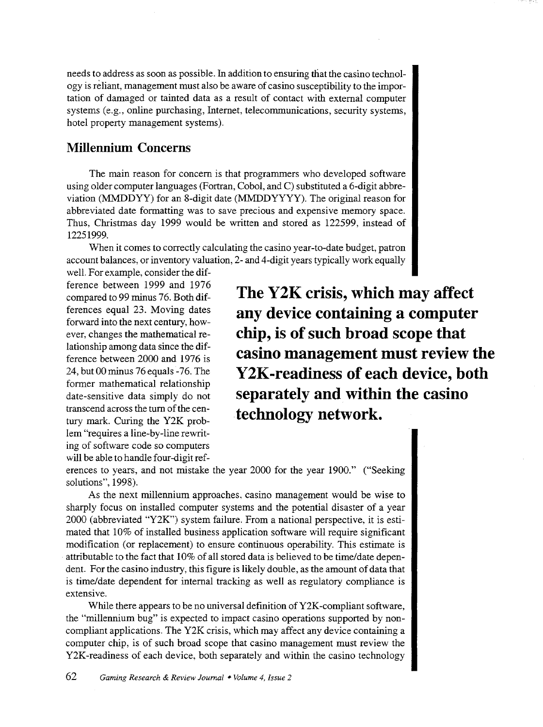needs to address as soon as possible. In addition to ensuring that the casino technology is reliant, management must also be aware of casino susceptibility to the importation of damaged or tainted data as a result of contact with external computer systems (e.g., online purchasing, Internet, telecommunications, security systems, hotel property management systems).

## Millennium Concerns

The main reason for concern is that programmers who developed software using older computer languages (Fortran, Cobol, and C) substituted a 6-digit abbreviation (MMDDYY) for an 8-digit date (MMDDYYYY). The original reason for abbreviated date formatting was to save precious and expensive memory space. Thus, Christmas day 1999 would be written and stored as 122599, instead of 12251999.

When it comes to correctly calculating the casino year-to-date budget, patron account balances, or inventory valuation, 2- and 4-digit years typically work equally well. For example, consider the difference between 1999 and 1976 compared to 99 minus 76. Both differences equal 23. Moving dates forward into the next century, however, changes the mathematical relationship among data since the difference between 2000 and 1976 is 24, but 00 minus 76 equals -76. The former mathematical relationship date-sensitive data simply do not transcend across the turn of the century mark. Curing the Y2K problem "requires a line-by-line rewriting of software code so computers will be able to handle four-digit references to years, and not mistake the year 2000 for the year 1900." ("Seeking solutions", 1998).

**The Y2K crisis, which may affect any device containing a computer chip, is of such broad scope that casino management must review the Y2K-readiness of each device, both separately and within the casino technology network.**

As the next millennium approaches, casino management would be wise to sharply focus on installed computer systems and the potential disaster of a year 2000 (abbreviated "Y2K") system failure. From a national perspective, it is estimated that 10% of installed business application software will require significant modification (or replacement) to ensure continuous operability. This estimate is attributable to the fact that 10% of all stored data is believed to be time/date dependent. For the casino industry, this figure is likely double, as the amount of data that is time/date dependent for internal tracking as well as regulatory compliance is extensive.

While there appears to be no universal definition of Y2K-compliant software, the "millennium bug" is expected to impact casino operations supported by non-compliant applications. The Y2K crisis, which may affect any device containing a computer chip, is of such broad scope that casino management must review the Y2K-readiness of each device, both separately and within the casino technology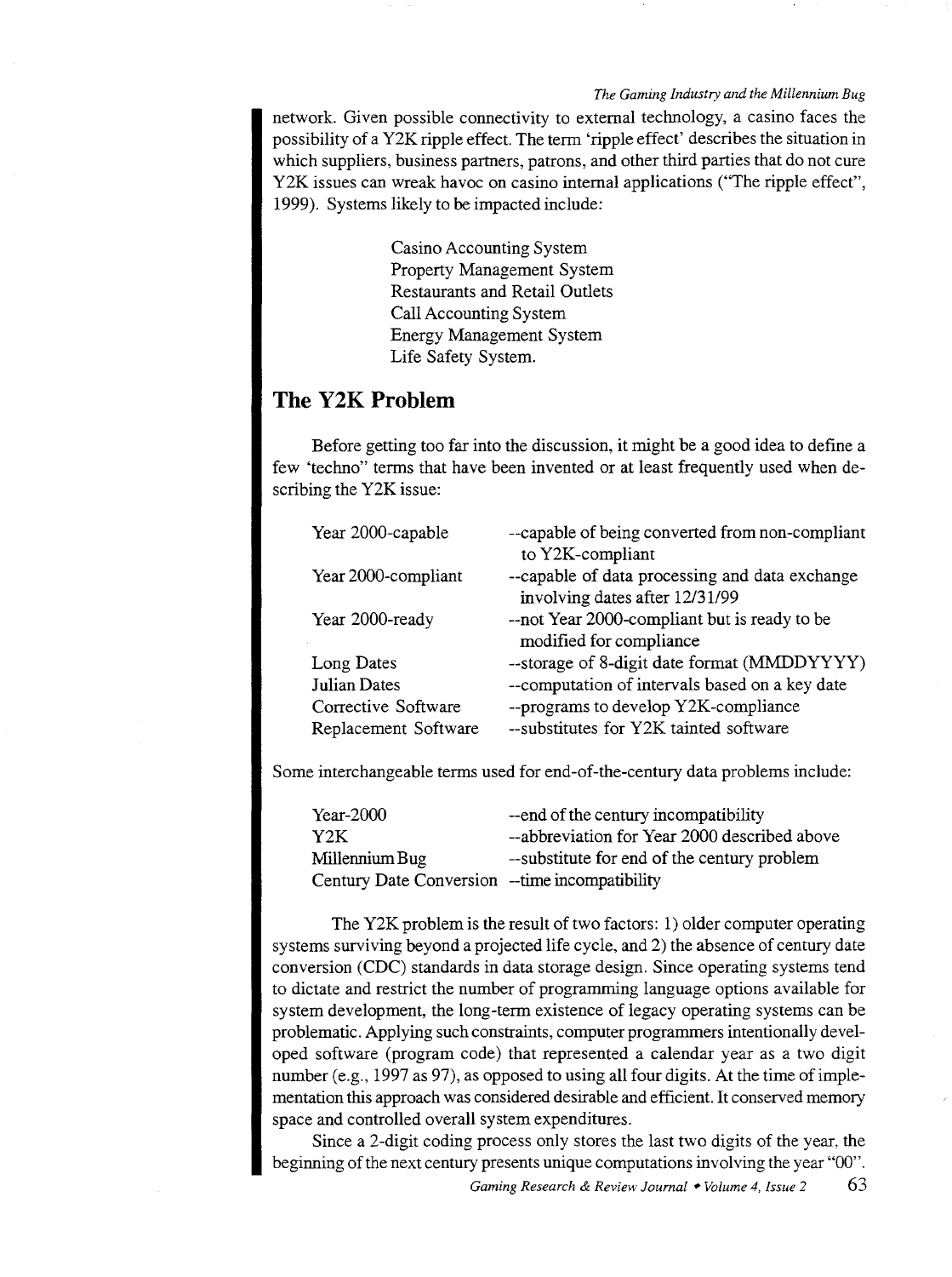network. Given possible connectivity to external technology, a casino faces the possibility of a Y2K ripple effect. The term 'ripple effect' describes the situation in which suppliers, business partners, patrons, and other third parties that do not cure Y2K issues can wreak havoc on casino internal applications ("The ripple effect", 1999). Systems likely to be impacted include:

Casino Accounting System
Property Management System
Restaurants and Retail Outlets
Call Accounting System
Energy Management System
Life Safety System.

## The Y2K Problem

Before getting too far into the discussion, it might be a good idea to define a few 'techno" terms that have been invented or at least frequently used when describing the Y2K issue:

| | |
|---|---|
| Year 2000-capable | --capable of being converted from non-compliant to Y2K-compliant |
| Year 2000-compliant | --capable of data processing and data exchange involving dates after 12/31/99 |
| Year 2000-ready | --not Year 2000-compliant but is ready to be modified for compliance |
| Long Dates | --storage of 8-digit date format (MMDDYYYY) |
| Julian Dates | --computation of intervals based on a key date |
| Corrective Software | --programs to develop Y2K-compliance |
| Replacement Software | --substitutes for Y2K tainted software |

Some interchangeable terms used for end-of-the-century data problems include:

| | |
|---|---|
| Year-2000 | --end of the century incompatibility |
| Y2K | --abbreviation for Year 2000 described above |
| Millennium Bug | --substitute for end of the century problem |
| Century Date Conversion | --time incompatibility |

The Y2K problem is the result of two factors: 1) older computer operating systems surviving beyond a projected life cycle, and 2) the absence of century date conversion (CDC) standards in data storage design. Since operating systems tend to dictate and restrict the number of programming language options available for system development, the long-term existence of legacy operating systems can be problematic. Applying such constraints, computer programmers intentionally developed software (program code) that represented a calendar year as a two digit number (e.g., 1997 as 97), as opposed to using all four digits. At the time of implementation this approach was considered desirable and efficient. It conserved memory space and controlled overall system expenditures.

Since a 2-digit coding process only stores the last two digits of the year, the beginning of the next century presents unique computations involving the year "00".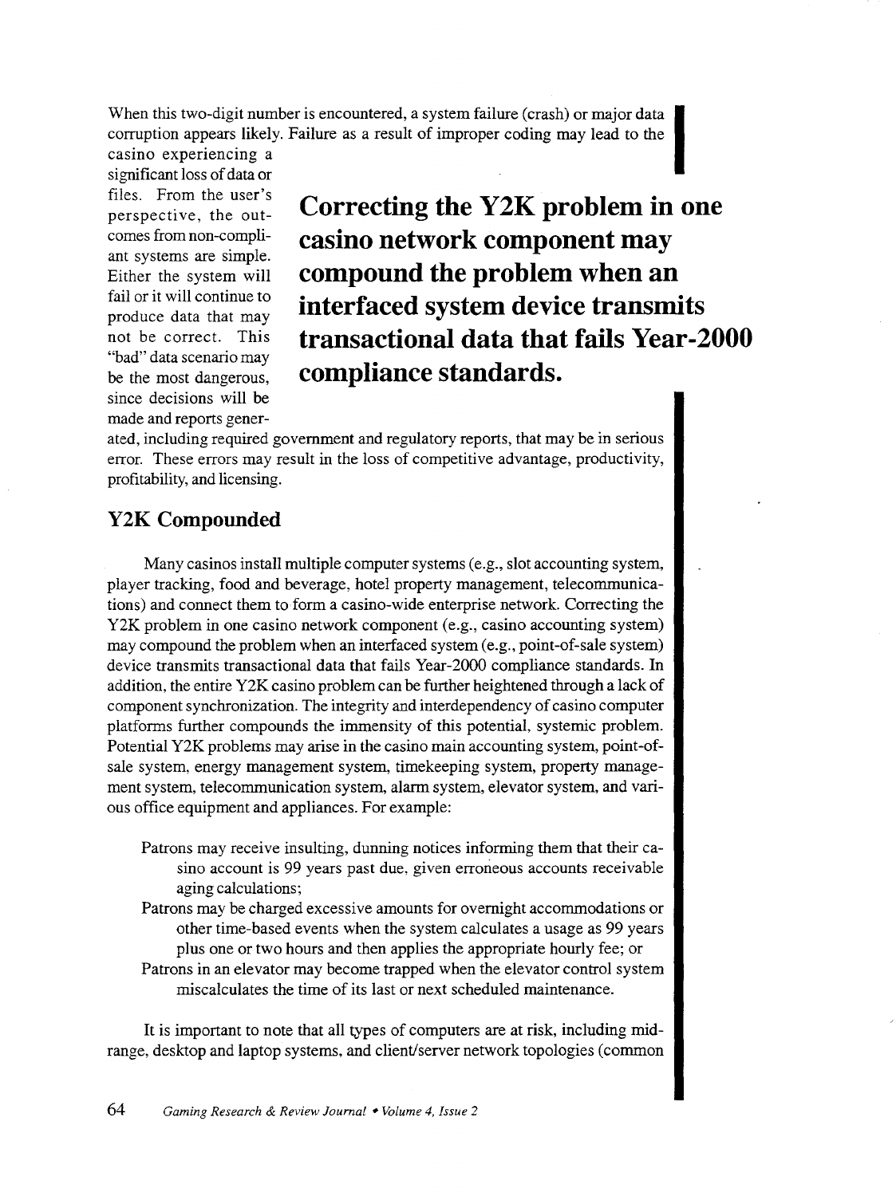When this two-digit number is encountered, a system failure (crash) or major data corruption appears likely. Failure as a result of improper coding may lead to the casino experiencing a significant loss of data or files. From the user's perspective, the outcomes from non-compliant systems are simple. Either the system will fail or it will continue to produce data that may not be correct. This "bad" data scenario may be the most dangerous, since decisions will be made and reports generated, including required government and regulatory reports, that may be in serious error. These errors may result in the loss of competitive advantage, productivity, profitability, and licensing.

> **Correcting the Y2K problem in one casino network component may compound the problem when an interfaced system device transmits transactional data that fails Year-2000 compliance standards.**

## Y2K Compounded

Many casinos install multiple computer systems (e.g., slot accounting system, player tracking, food and beverage, hotel property management, telecommunications) and connect them to form a casino-wide enterprise network. Correcting the Y2K problem in one casino network component (e.g., casino accounting system) may compound the problem when an interfaced system (e.g., point-of-sale system) device transmits transactional data that fails Year-2000 compliance standards. In addition, the entire Y2K casino problem can be further heightened through a lack of component synchronization. The integrity and interdependency of casino computer platforms further compounds the immensity of this potential, systemic problem. Potential Y2K problems may arise in the casino main accounting system, point-of-sale system, energy management system, timekeeping system, property management system, telecommunication system, alarm system, elevator system, and various office equipment and appliances. For example:

- Patrons may receive insulting, dunning notices informing them that their casino account is 99 years past due, given erroneous accounts receivable aging calculations;
- Patrons may be charged excessive amounts for overnight accommodations or other time-based events when the system calculates a usage as 99 years plus one or two hours and then applies the appropriate hourly fee; or
- Patrons in an elevator may become trapped when the elevator control system miscalculates the time of its last or next scheduled maintenance.

It is important to note that all types of computers are at risk, including midrange, desktop and laptop systems, and client/server network topologies (common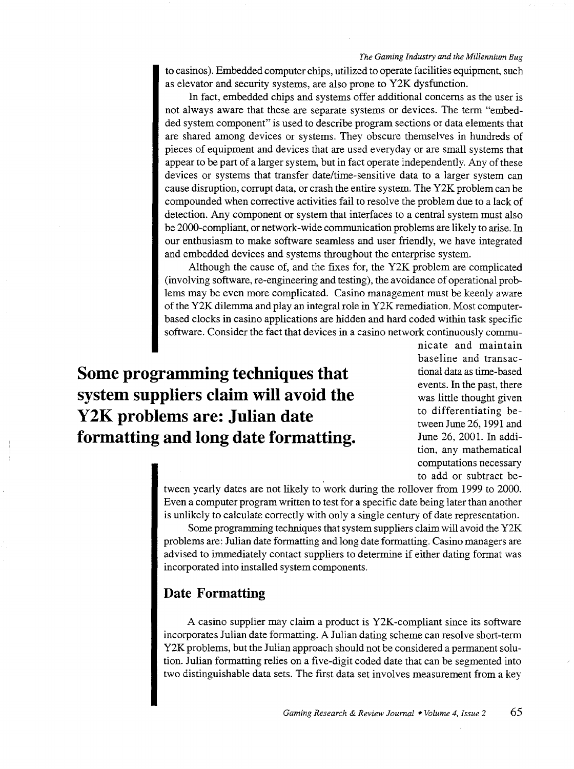to casinos). Embedded computer chips, utilized to operate facilities equipment, such as elevator and security systems, are also prone to Y2K dysfunction.

In fact, embedded chips and systems offer additional concerns as the user is not always aware that these are separate systems or devices. The term "embedded system component" is used to describe program sections or data elements that are shared among devices or systems. They obscure themselves in hundreds of pieces of equipment and devices that are used everyday or are small systems that appear to be part of a larger system, but in fact operate independently. Any of these devices or systems that transfer date/time-sensitive data to a larger system can cause disruption, corrupt data, or crash the entire system. The Y2K problem can be compounded when corrective activities fail to resolve the problem due to a lack of detection. Any component or system that interfaces to a central system must also be 2000-compliant, or network-wide communication problems are likely to arise. In our enthusiasm to make software seamless and user friendly, we have integrated and embedded devices and systems throughout the enterprise system.

Although the cause of, and the fixes for, the Y2K problem are complicated (involving software, re-engineering and testing), the avoidance of operational problems may be even more complicated. Casino management must be keenly aware of the Y2K dilemma and play an integral role in Y2K remediation. Most computer-based clocks in casino applications are hidden and hard coded within task specific software. Consider the fact that devices in a casino network continuously communicate and maintain baseline and transactional data as time-based events. In the past, there was little thought given to differentiating between June 26, 1991 and June 26, 2001. In addition, any mathematical computations necessary to add or subtract between yearly dates are not likely to work during the rollover from 1999 to 2000. Even a computer program written to test for a specific date being later than another is unlikely to calculate correctly with only a single century of date representation.

**Some programming techniques that system suppliers claim will avoid the Y2K problems are: Julian date formatting and long date formatting.**

Some programming techniques that system suppliers claim will avoid the Y2K problems are: Julian date formatting and long date formatting. Casino managers are advised to immediately contact suppliers to determine if either dating format was incorporated into installed system components.

## Date Formatting

A casino supplier may claim a product is Y2K-compliant since its software incorporates Julian date formatting. A Julian dating scheme can resolve short-term Y2K problems, but the Julian approach should not be considered a permanent solution. Julian formatting relies on a five-digit coded date that can be segmented into two distinguishable data sets. The first data set involves measurement from a key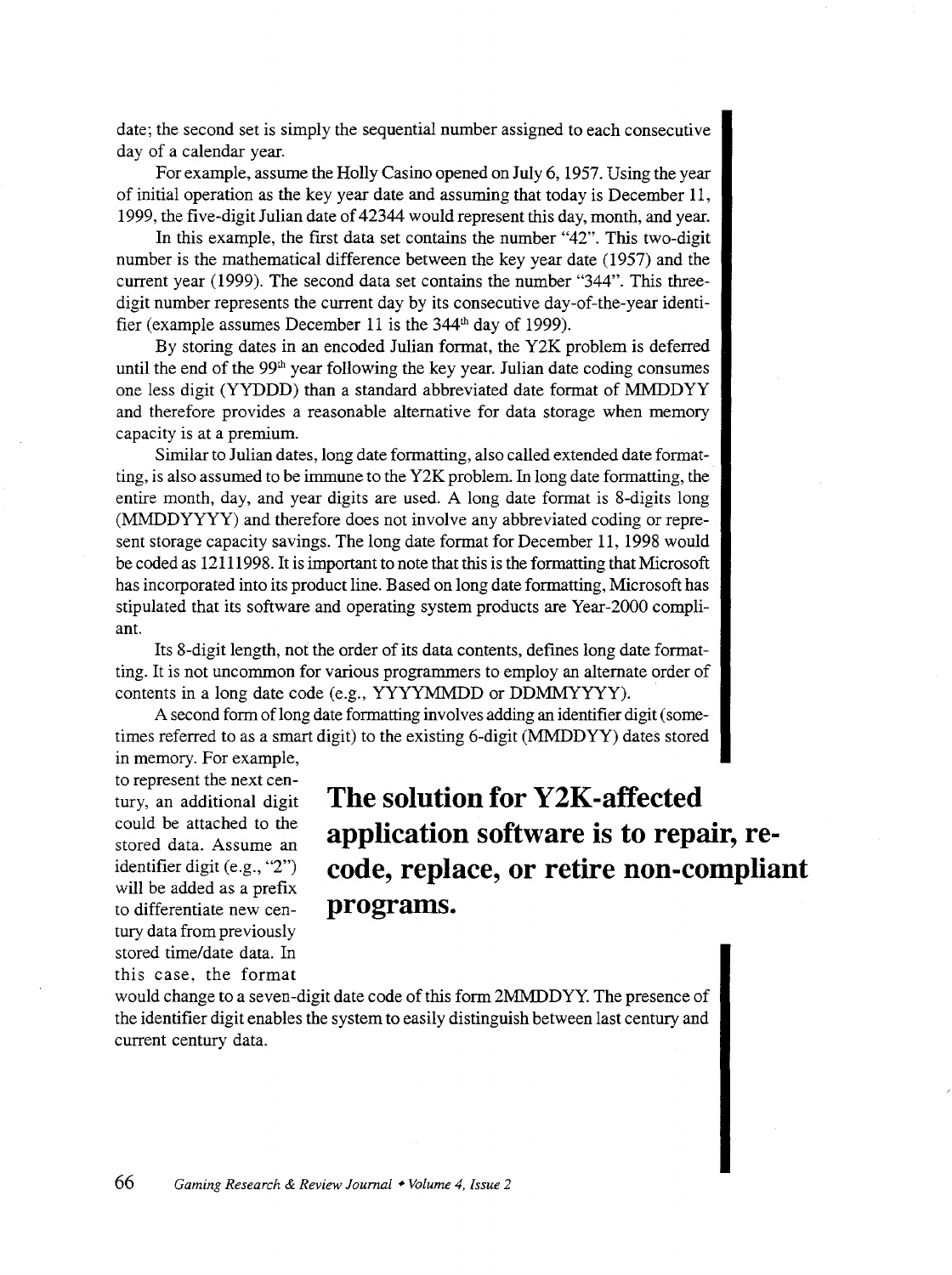date; the second set is simply the sequential number assigned to each consecutive day of a calendar year.

For example, assume the Holly Casino opened on July 6, 1957. Using the year of initial operation as the key year date and assuming that today is December 11, 1999, the five-digit Julian date of 42344 would represent this day, month, and year.

In this example, the first data set contains the number "42". This two-digit number is the mathematical difference between the key year date (1957) and the current year (1999). The second data set contains the number "344". This three-digit number represents the current day by its consecutive day-of-the-year identifier (example assumes December 11 is the 344th day of 1999).

By storing dates in an encoded Julian format, the Y2K problem is deferred until the end of the 99th year following the key year. Julian date coding consumes one less digit (YYDDD) than a standard abbreviated date format of MMDDYY and therefore provides a reasonable alternative for data storage when memory capacity is at a premium.

Similar to Julian dates, long date formatting, also called extended date formatting, is also assumed to be immune to the Y2K problem. In long date formatting, the entire month, day, and year digits are used. A long date format is 8-digits long (MMDDYYYY) and therefore does not involve any abbreviated coding or represent storage capacity savings. The long date format for December 11, 1998 would be coded as 12111998. It is important to note that this is the formatting that Microsoft has incorporated into its product line. Based on long date formatting, Microsoft has stipulated that its software and operating system products are Year-2000 compliant.

Its 8-digit length, not the order of its data contents, defines long date formatting. It is not uncommon for various programmers to employ an alternate order of contents in a long date code (e.g., YYYYMMDD or DDMMYYYY).

A second form of long date formatting involves adding an identifier digit (sometimes referred to as a smart digit) to the existing 6-digit (MMDDYY) dates stored in memory. For example, to represent the next century, an additional digit could be attached to the stored data. Assume an identifier digit (e.g., "2") will be added as a prefix to differentiate new century data from previously stored time/date data. In this case, the format would change to a seven-digit date code of this form 2MMDDYY. The presence of the identifier digit enables the system to easily distinguish between last century and current century data.

**The solution for Y2K-affected application software is to repair, re-code, replace, or retire non-compliant programs.**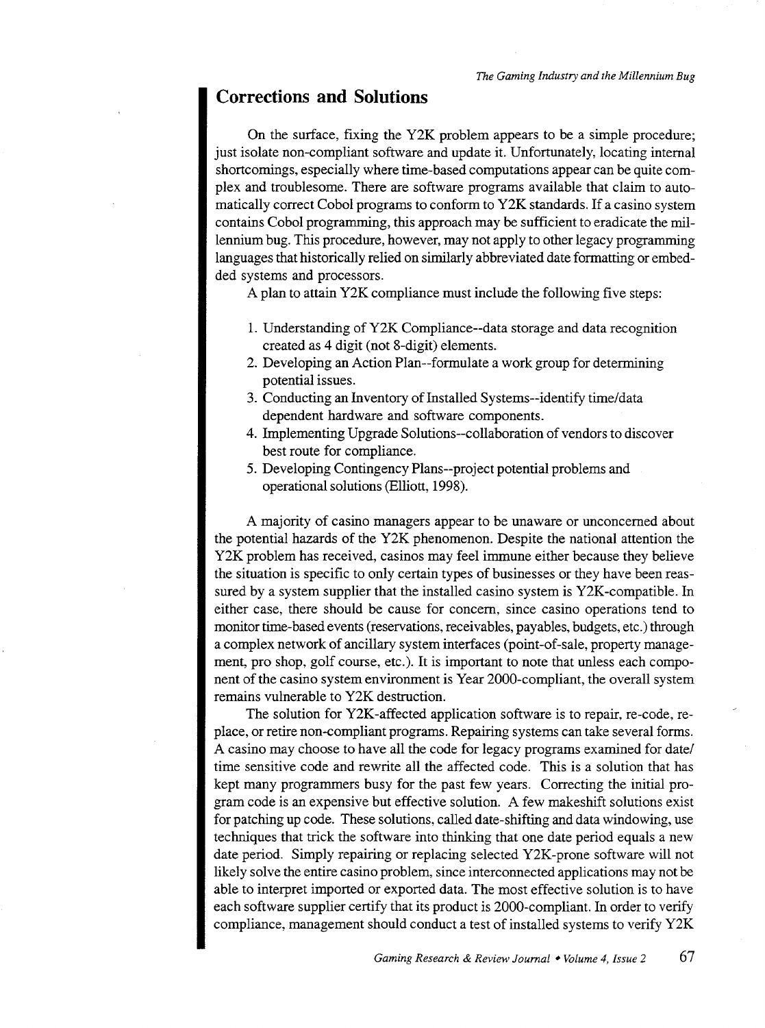## Corrections and Solutions

On the surface, fixing the Y2K problem appears to be a simple procedure; just isolate non-compliant software and update it. Unfortunately, locating internal shortcomings, especially where time-based computations appear can be quite complex and troublesome. There are software programs available that claim to automatically correct Cobol programs to conform to Y2K standards. If a casino system contains Cobol programming, this approach may be sufficient to eradicate the millennium bug. This procedure, however, may not apply to other legacy programming languages that historically relied on similarly abbreviated date formatting or embedded systems and processors.

A plan to attain Y2K compliance must include the following five steps:

1. Understanding of Y2K Compliance--data storage and data recognition created as 4 digit (not 8-digit) elements.
2. Developing an Action Plan--formulate a work group for determining potential issues.
3. Conducting an Inventory of Installed Systems--identify time/data dependent hardware and software components.
4. Implementing Upgrade Solutions--collaboration of vendors to discover best route for compliance.
5. Developing Contingency Plans--project potential problems and operational solutions (Elliott, 1998).

A majority of casino managers appear to be unaware or unconcerned about the potential hazards of the Y2K phenomenon. Despite the national attention the Y2K problem has received, casinos may feel immune either because they believe the situation is specific to only certain types of businesses or they have been reassured by a system supplier that the installed casino system is Y2K-compatible. In either case, there should be cause for concern, since casino operations tend to monitor time-based events (reservations, receivables, payables, budgets, etc.) through a complex network of ancillary system interfaces (point-of-sale, property management, pro shop, golf course, etc.). It is important to note that unless each component of the casino system environment is Year 2000-compliant, the overall system remains vulnerable to Y2K destruction.

The solution for Y2K-affected application software is to repair, re-code, replace, or retire non-compliant programs. Repairing systems can take several forms. A casino may choose to have all the code for legacy programs examined for date/time sensitive code and rewrite all the affected code. This is a solution that has kept many programmers busy for the past few years. Correcting the initial program code is an expensive but effective solution. A few makeshift solutions exist for patching up code. These solutions, called date-shifting and data windowing, use techniques that trick the software into thinking that one date period equals a new date period. Simply repairing or replacing selected Y2K-prone software will not likely solve the entire casino problem, since interconnected applications may not be able to interpret imported or exported data. The most effective solution is to have each software supplier certify that its product is 2000-compliant. In order to verify compliance, management should conduct a test of installed systems to verify Y2K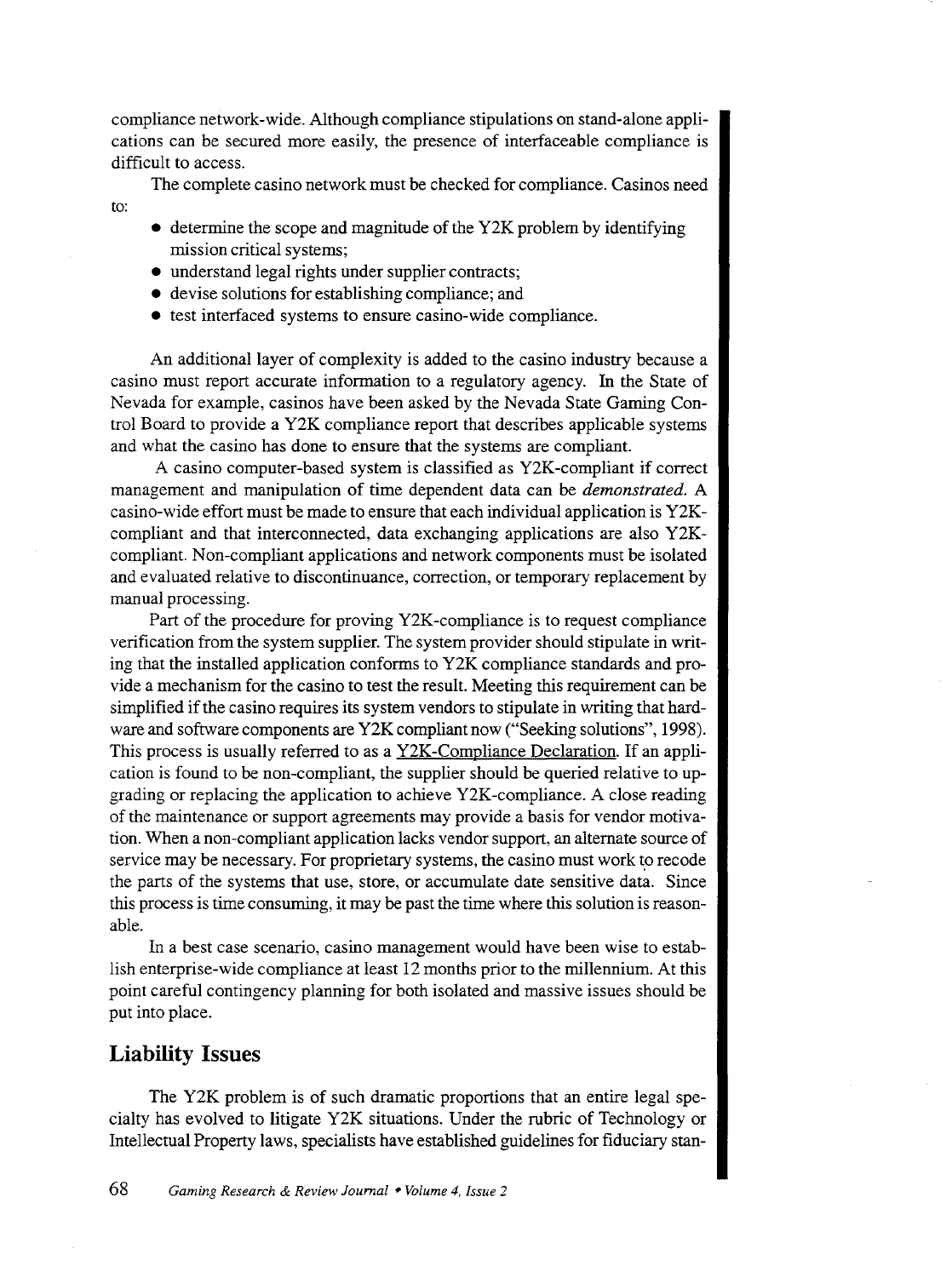compliance network-wide. Although compliance stipulations on stand-alone applications can be secured more easily, the presence of interfaceable compliance is difficult to access.

The complete casino network must be checked for compliance. Casinos need to:

- determine the scope and magnitude of the Y2K problem by identifying mission critical systems;
- understand legal rights under supplier contracts;
- devise solutions for establishing compliance; and
- test interfaced systems to ensure casino-wide compliance.

An additional layer of complexity is added to the casino industry because a casino must report accurate information to a regulatory agency. In the State of Nevada for example, casinos have been asked by the Nevada State Gaming Control Board to provide a Y2K compliance report that describes applicable systems and what the casino has done to ensure that the systems are compliant.

A casino computer-based system is classified as Y2K-compliant if correct management and manipulation of time dependent data can be *demonstrated.* A casino-wide effort must be made to ensure that each individual application is Y2K-compliant and that interconnected, data exchanging applications are also Y2K-compliant. Non-compliant applications and network components must be isolated and evaluated relative to discontinuance, correction, or temporary replacement by manual processing.

Part of the procedure for proving Y2K-compliance is to request compliance verification from the system supplier. The system provider should stipulate in writing that the installed application conforms to Y2K compliance standards and provide a mechanism for the casino to test the result. Meeting this requirement can be simplified if the casino requires its system vendors to stipulate in writing that hardware and software components are Y2K compliant now ("Seeking solutions", 1998). This process is usually referred to as a <u>Y2K-Compliance Declaration</u>. If an application is found to be non-compliant, the supplier should be queried relative to upgrading or replacing the application to achieve Y2K-compliance. A close reading of the maintenance or support agreements may provide a basis for vendor motivation. When a non-compliant application lacks vendor support, an alternate source of service may be necessary. For proprietary systems, the casino must work to recode the parts of the systems that use, store, or accumulate date sensitive data. Since this process is time consuming, it may be past the time where this solution is reasonable.

In a best case scenario, casino management would have been wise to establish enterprise-wide compliance at least 12 months prior to the millennium. At this point careful contingency planning for both isolated and massive issues should be put into place.

## Liability Issues

The Y2K problem is of such dramatic proportions that an entire legal specialty has evolved to litigate Y2K situations. Under the rubric of Technology or Intellectual Property laws, specialists have established guidelines for fiduciary stan-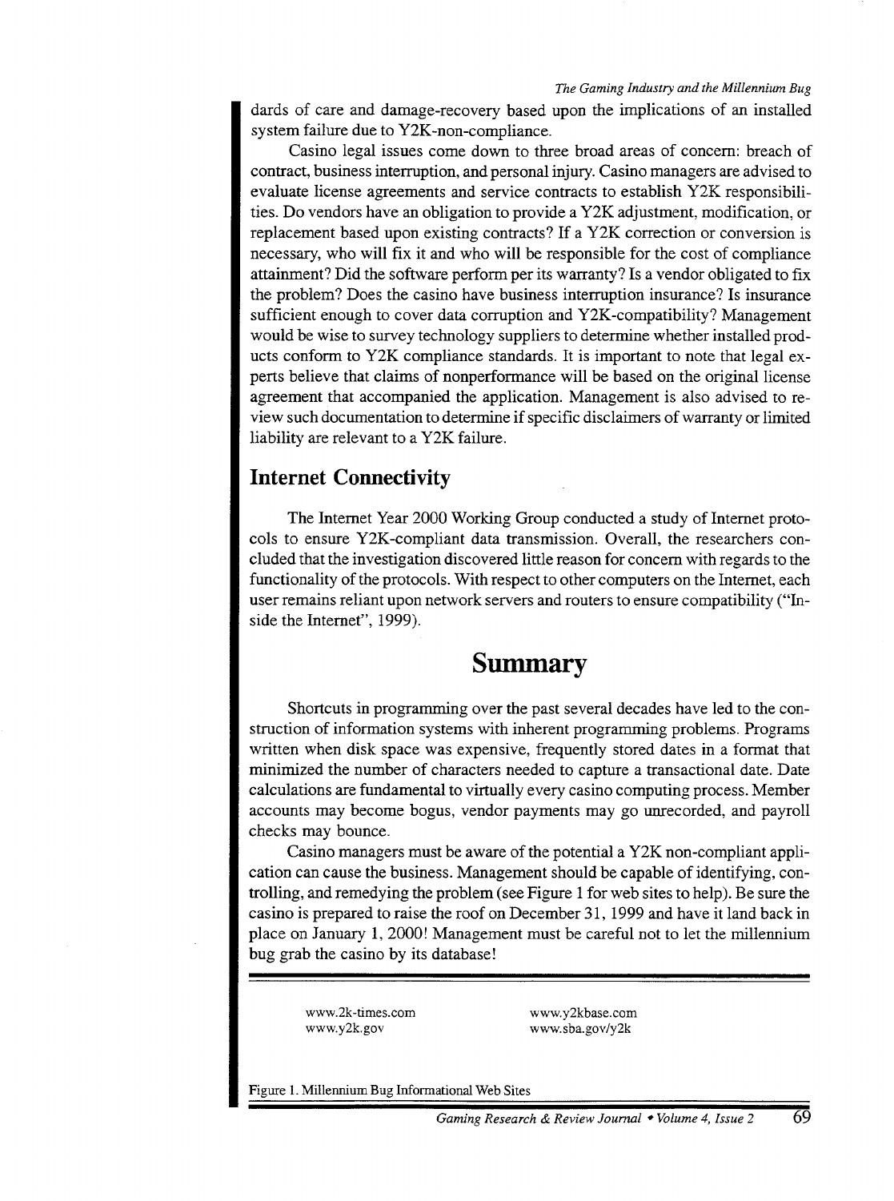dards of care and damage-recovery based upon the implications of an installed system failure due to Y2K-non-compliance.

Casino legal issues come down to three broad areas of concern: breach of contract, business interruption, and personal injury. Casino managers are advised to evaluate license agreements and service contracts to establish Y2K responsibilities. Do vendors have an obligation to provide a Y2K adjustment, modification, or replacement based upon existing contracts? If a Y2K correction or conversion is necessary, who will fix it and who will be responsible for the cost of compliance attainment? Did the software perform per its warranty? Is a vendor obligated to fix the problem? Does the casino have business interruption insurance? Is insurance sufficient enough to cover data corruption and Y2K-compatibility? Management would be wise to survey technology suppliers to determine whether installed products conform to Y2K compliance standards. It is important to note that legal experts believe that claims of nonperformance will be based on the original license agreement that accompanied the application. Management is also advised to review such documentation to determine if specific disclaimers of warranty or limited liability are relevant to a Y2K failure.

## Internet Connectivity

The Internet Year 2000 Working Group conducted a study of Internet protocols to ensure Y2K-compliant data transmission. Overall, the researchers concluded that the investigation discovered little reason for concern with regards to the functionality of the protocols. With respect to other computers on the Internet, each user remains reliant upon network servers and routers to ensure compatibility ("Inside the Internet", 1999).

# Summary

Shortcuts in programming over the past several decades have led to the construction of information systems with inherent programming problems. Programs written when disk space was expensive, frequently stored dates in a format that minimized the number of characters needed to capture a transactional date. Date calculations are fundamental to virtually every casino computing process. Member accounts may become bogus, vendor payments may go unrecorded, and payroll checks may bounce.

Casino managers must be aware of the potential a Y2K non-compliant application can cause the business. Management should be capable of identifying, controlling, and remedying the problem (see Figure 1 for web sites to help). Be sure the casino is prepared to raise the roof on December 31, 1999 and have it land back in place on January 1, 2000! Management must be careful not to let the millennium bug grab the casino by its database!

| | |
|---|---|
| www.2k-times.com | www.y2kbase.com |
| www.y2k.gov | www.sba.gov/y2k |

Figure 1. Millennium Bug Informational Web Sites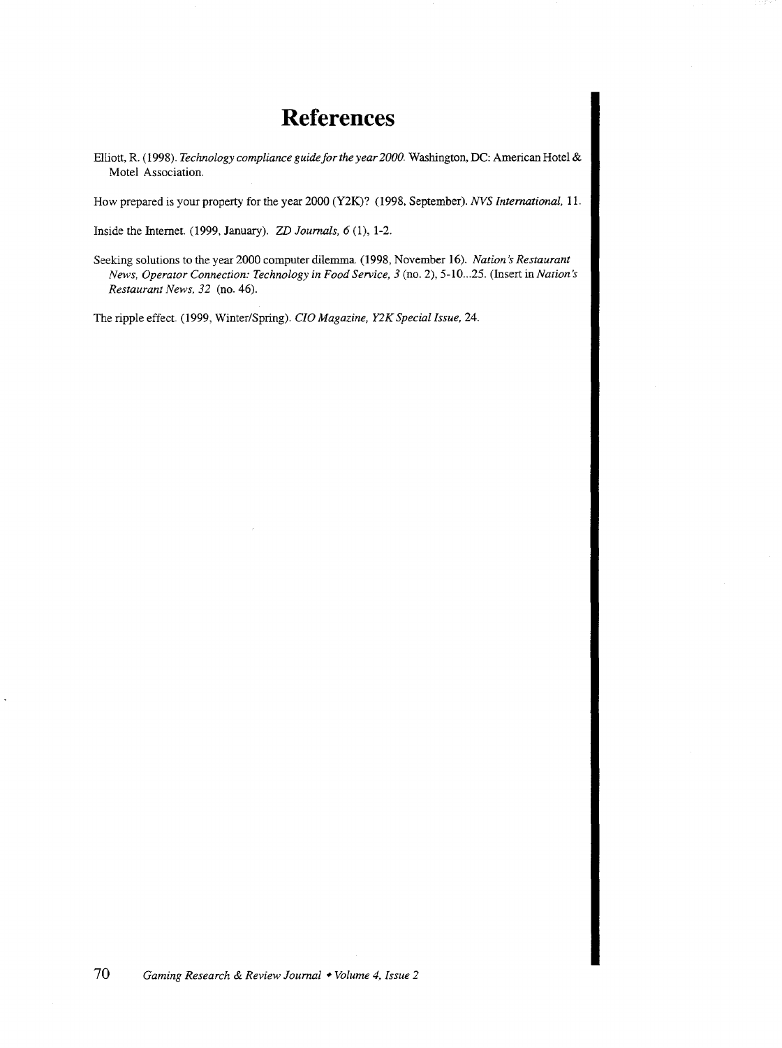# References

Elliott, R. (1998). *Technology compliance guide for the year 2000.* Washington, DC: American Hotel & Motel Association.

How prepared is your property for the year 2000 (Y2K)? (1998, September). *NVS International,* 11.

Inside the Internet. (1999, January). *ZD Journals, 6* (1), 1-2.

Seeking solutions to the year 2000 computer dilemma. (1998, November 16). *Nation's Restaurant News, Operator Connection: Technology in Food Service, 3* (no. 2), 5-10...25. (Insert in *Nation's Restaurant News, 32* (no. 46).

The ripple effect. (1999, Winter/Spring). *CIO Magazine, Y2K Special Issue,* 24.